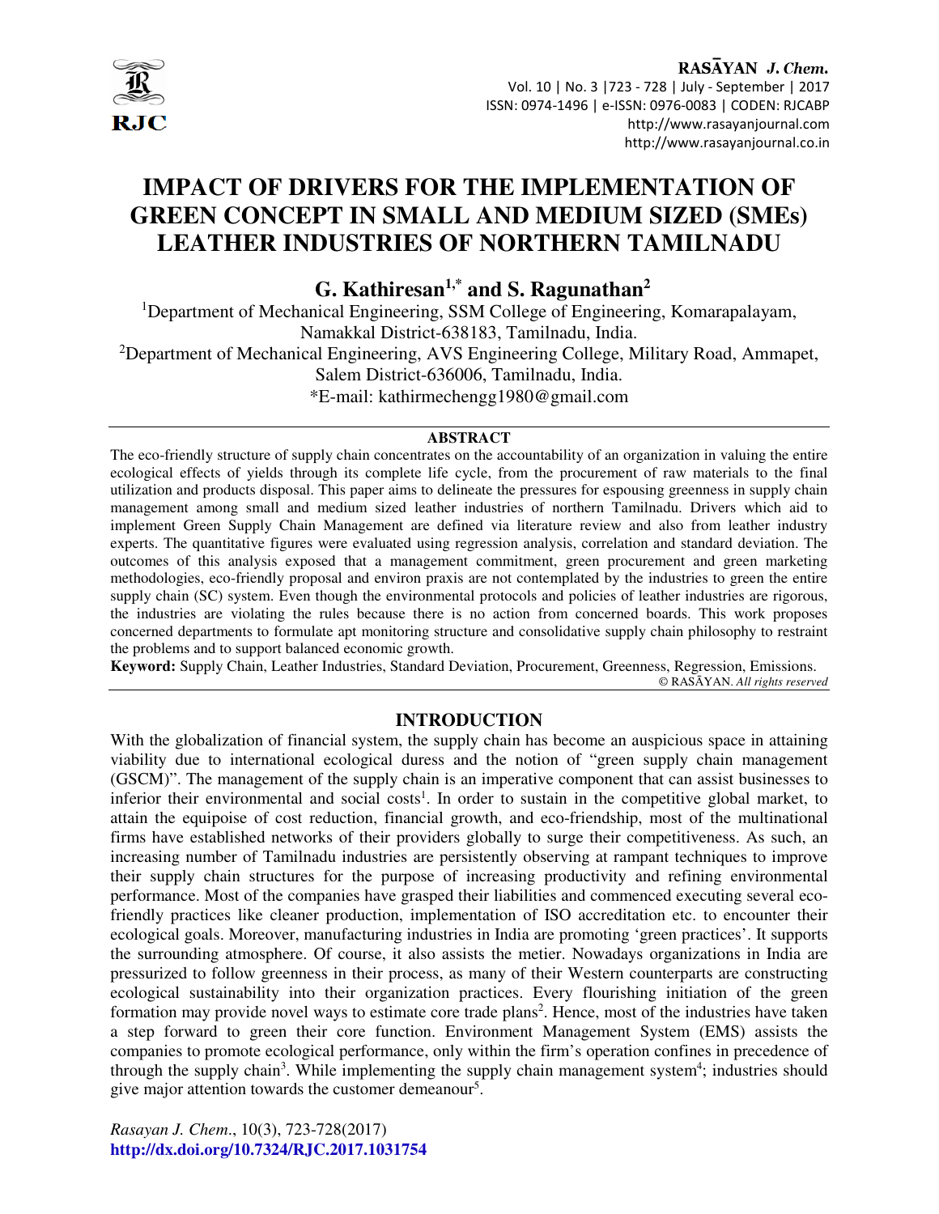# IMPACT OF DRIVERS FOR THE IMPLEMENTATION OF GREEN CONCEPT IN SMALL AND MEDIUM SIZED (SMEs) LEATHER INDUSTRIES OF NORTHERN TAMILNADU

**G. Kathiresan[1,*] and S. Ragunathan[2]**

[1]Department of Mechanical Engineering, SSM College of Engineering, Komarapalayam, Namakkal District-638183, Tamilnadu, India.

[2]Department of Mechanical Engineering, AVS Engineering College, Military Road, Ammapet, Salem District-636006, Tamilnadu, India.

*E-mail: kathirmechengg1980@gmail.com

## ABSTRACT

The eco-friendly structure of supply chain concentrates on the accountability of an organization in valuing the entire ecological effects of yields through its complete life cycle, from the procurement of raw materials to the final utilization and products disposal. This paper aims to delineate the pressures for espousing greenness in supply chain management among small and medium sized leather industries of northern Tamilnadu. Drivers which aid to implement Green Supply Chain Management are defined via literature review and also from leather industry experts. The quantitative figures were evaluated using regression analysis, correlation and standard deviation. The outcomes of this analysis exposed that a management commitment, green procurement and green marketing methodologies, eco-friendly proposal and environ praxis are not contemplated by the industries to green the entire supply chain (SC) system. Even though the environmental protocols and policies of leather industries are rigorous, the industries are violating the rules because there is no action from concerned boards. This work proposes concerned departments to formulate apt monitoring structure and consolidative supply chain philosophy to restraint the problems and to support balanced economic growth.

**Keyword:** Supply Chain, Leather Industries, Standard Deviation, Procurement, Greenness, Regression, Emissions.

© RASĀYAN. *All rights reserved*

## INTRODUCTION

With the globalization of financial system, the supply chain has become an auspicious space in attaining viability due to international ecological duress and the notion of "green supply chain management (GSCM)". The management of the supply chain is an imperative component that can assist businesses to inferior their environmental and social costs[1]. In order to sustain in the competitive global market, to attain the equipoise of cost reduction, financial growth, and eco-friendship, most of the multinational firms have established networks of their providers globally to surge their competitiveness. As such, an increasing number of Tamilnadu industries are persistently observing at rampant techniques to improve their supply chain structures for the purpose of increasing productivity and refining environmental performance. Most of the companies have grasped their liabilities and commenced executing several eco-friendly practices like cleaner production, implementation of ISO accreditation etc. to encounter their ecological goals. Moreover, manufacturing industries in India are promoting 'green practices'. It supports the surrounding atmosphere. Of course, it also assists the metier. Nowadays organizations in India are pressurized to follow greenness in their process, as many of their Western counterparts are constructing ecological sustainability into their organization practices. Every flourishing initiation of the green formation may provide novel ways to estimate core trade plans[2]. Hence, most of the industries have taken a step forward to green their core function. Environment Management System (EMS) assists the companies to promote ecological performance, only within the firm's operation confines in precedence of through the supply chain[3]. While implementing the supply chain management system[4]; industries should give major attention towards the customer demeanour[5].

*Rasayan J. Chem.*, 10(3), 723-728(2017)
**http://dx.doi.org/10.7324/RJC.2017.1031754**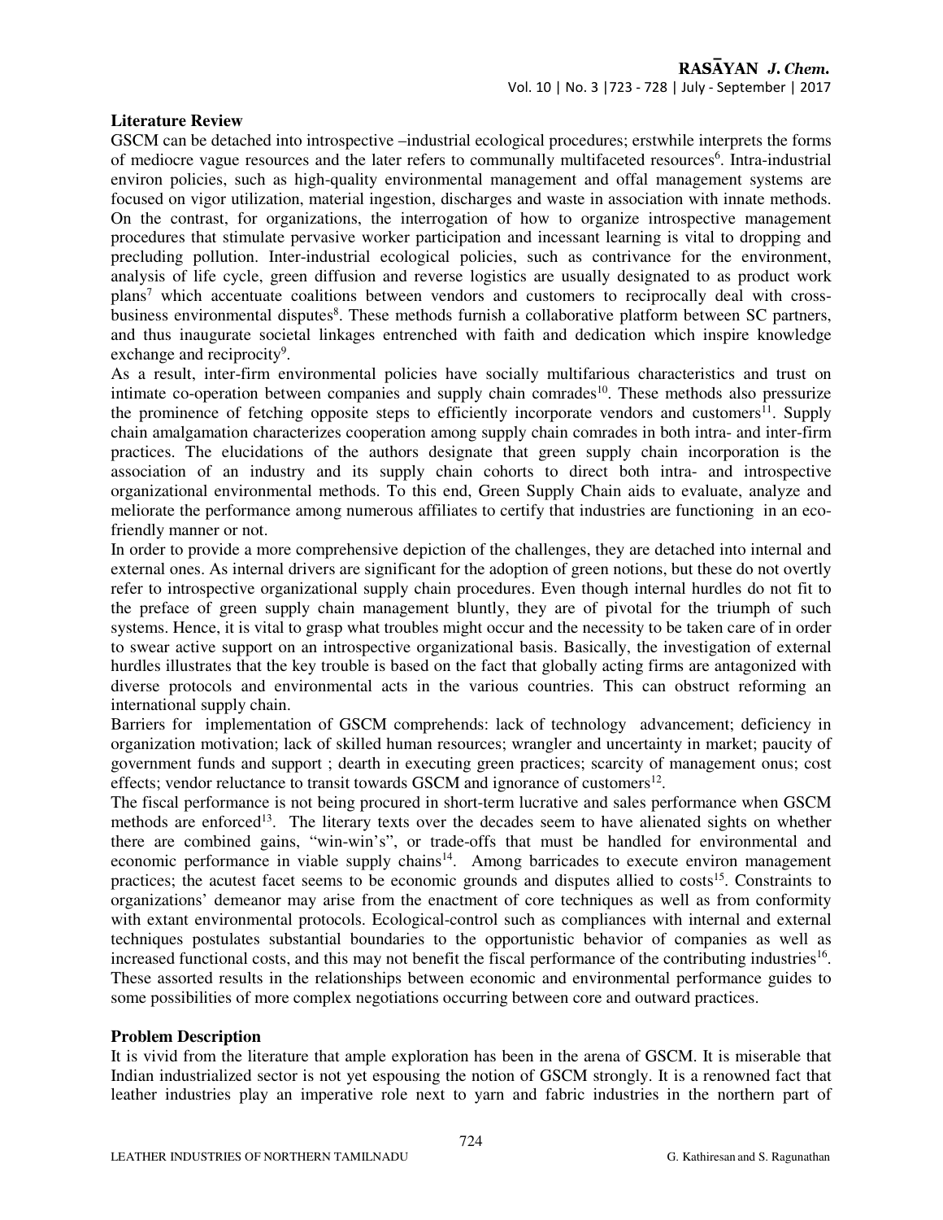### Literature Review

GSCM can be detached into introspective –industrial ecological procedures; erstwhile interprets the forms of mediocre vague resources and the later refers to communally multifaceted resources[6]. Intra-industrial environ policies, such as high-quality environmental management and offal management systems are focused on vigor utilization, material ingestion, discharges and waste in association with innate methods. On the contrast, for organizations, the interrogation of how to organize introspective management procedures that stimulate pervasive worker participation and incessant learning is vital to dropping and precluding pollution. Inter-industrial ecological policies, such as contrivance for the environment, analysis of life cycle, green diffusion and reverse logistics are usually designated to as product work plans[7] which accentuate coalitions between vendors and customers to reciprocally deal with cross-business environmental disputes[8]. These methods furnish a collaborative platform between SC partners, and thus inaugurate societal linkages entrenched with faith and dedication which inspire knowledge exchange and reciprocity[9].

As a result, inter-firm environmental policies have socially multifarious characteristics and trust on intimate co-operation between companies and supply chain comrades[10]. These methods also pressurize the prominence of fetching opposite steps to efficiently incorporate vendors and customers[11]. Supply chain amalgamation characterizes cooperation among supply chain comrades in both intra- and inter-firm practices. The elucidations of the authors designate that green supply chain incorporation is the association of an industry and its supply chain cohorts to direct both intra- and introspective organizational environmental methods. To this end, Green Supply Chain aids to evaluate, analyze and meliorate the performance among numerous affiliates to certify that industries are functioning in an eco-friendly manner or not.

In order to provide a more comprehensive depiction of the challenges, they are detached into internal and external ones. As internal drivers are significant for the adoption of green notions, but these do not overtly refer to introspective organizational supply chain procedures. Even though internal hurdles do not fit to the preface of green supply chain management bluntly, they are of pivotal for the triumph of such systems. Hence, it is vital to grasp what troubles might occur and the necessity to be taken care of in order to swear active support on an introspective organizational basis. Basically, the investigation of external hurdles illustrates that the key trouble is based on the fact that globally acting firms are antagonized with diverse protocols and environmental acts in the various countries. This can obstruct reforming an international supply chain.

Barriers for implementation of GSCM comprehends: lack of technology advancement; deficiency in organization motivation; lack of skilled human resources; wrangler and uncertainty in market; paucity of government funds and support ; dearth in executing green practices; scarcity of management onus; cost effects; vendor reluctance to transit towards GSCM and ignorance of customers[12].

The fiscal performance is not being procured in short-term lucrative and sales performance when GSCM methods are enforced[13]. The literary texts over the decades seem to have alienated sights on whether there are combined gains, "win-win's", or trade-offs that must be handled for environmental and economic performance in viable supply chains[14]. Among barricades to execute environ management practices; the acutest facet seems to be economic grounds and disputes allied to costs[15]. Constraints to organizations' demeanor may arise from the enactment of core techniques as well as from conformity with extant environmental protocols. Ecological-control such as compliances with internal and external techniques postulates substantial boundaries to the opportunistic behavior of companies as well as increased functional costs, and this may not benefit the fiscal performance of the contributing industries[16]. These assorted results in the relationships between economic and environmental performance guides to some possibilities of more complex negotiations occurring between core and outward practices.

### Problem Description

It is vivid from the literature that ample exploration has been in the arena of GSCM. It is miserable that Indian industrialized sector is not yet espousing the notion of GSCM strongly. It is a renowned fact that leather industries play an imperative role next to yarn and fabric industries in the northern part of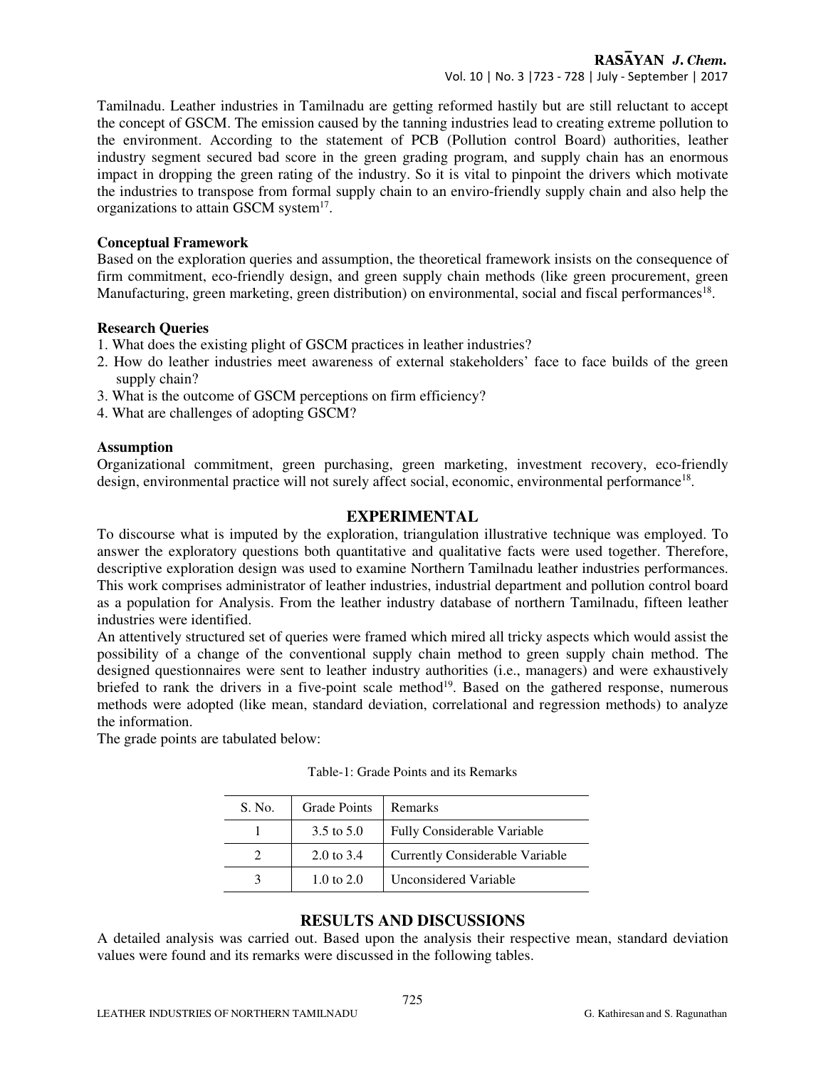Tamilnadu. Leather industries in Tamilnadu are getting reformed hastily but are still reluctant to accept the concept of GSCM. The emission caused by the tanning industries lead to creating extreme pollution to the environment. According to the statement of PCB (Pollution control Board) authorities, leather industry segment secured bad score in the green grading program, and supply chain has an enormous impact in dropping the green rating of the industry. So it is vital to pinpoint the drivers which motivate the industries to transpose from formal supply chain to an enviro-friendly supply chain and also help the organizations to attain GSCM system[17].

**Conceptual Framework**

Based on the exploration queries and assumption, the theoretical framework insists on the consequence of firm commitment, eco-friendly design, and green supply chain methods (like green procurement, green Manufacturing, green marketing, green distribution) on environmental, social and fiscal performances[18].

**Research Queries**

1. What does the existing plight of GSCM practices in leather industries?
2. How do leather industries meet awareness of external stakeholders' face to face builds of the green supply chain?
3. What is the outcome of GSCM perceptions on firm efficiency?
4. What are challenges of adopting GSCM?

**Assumption**

Organizational commitment, green purchasing, green marketing, investment recovery, eco-friendly design, environmental practice will not surely affect social, economic, environmental performance[18].

## EXPERIMENTAL

To discourse what is imputed by the exploration, triangulation illustrative technique was employed. To answer the exploratory questions both quantitative and qualitative facts were used together. Therefore, descriptive exploration design was used to examine Northern Tamilnadu leather industries performances. This work comprises administrator of leather industries, industrial department and pollution control board as a population for Analysis. From the leather industry database of northern Tamilnadu, fifteen leather industries were identified.

An attentively structured set of queries were framed which mired all tricky aspects which would assist the possibility of a change of the conventional supply chain method to green supply chain method. The designed questionnaires were sent to leather industry authorities (i.e., managers) and were exhaustively briefed to rank the drivers in a five-point scale method[19]. Based on the gathered response, numerous methods were adopted (like mean, standard deviation, correlational and regression methods) to analyze the information.

The grade points are tabulated below:

Table-1: Grade Points and its Remarks

| S. No. | Grade Points | Remarks |
|---|---|---|
| 1 | 3.5 to 5.0 | Fully Considerable Variable |
| 2 | 2.0 to 3.4 | Currently Considerable Variable |
| 3 | 1.0 to 2.0 | Unconsidered Variable |

## RESULTS AND DISCUSSIONS

A detailed analysis was carried out. Based upon the analysis their respective mean, standard deviation values were found and its remarks were discussed in the following tables.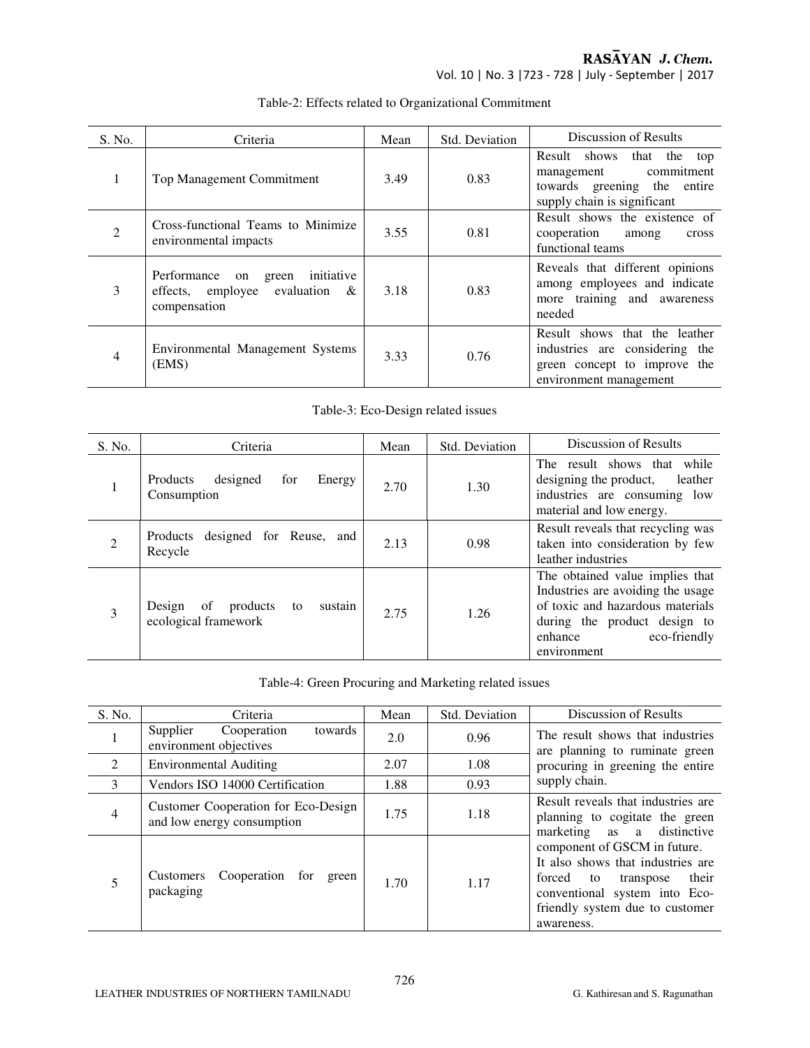Table-2: Effects related to Organizational Commitment

| S. No. | Criteria | Mean | Std. Deviation | Discussion of Results |
|---|---|---|---|---|
| 1 | Top Management Commitment | 3.49 | 0.83 | Result shows that the top management commitment towards greening the entire supply chain is significant |
| 2 | Cross-functional Teams to Minimize environmental impacts | 3.55 | 0.81 | Result shows the existence of cooperation among cross functional teams |
| 3 | Performance on green initiative effects, employee evaluation & compensation | 3.18 | 0.83 | Reveals that different opinions among employees and indicate more training and awareness needed |
| 4 | Environmental Management Systems (EMS) | 3.33 | 0.76 | Result shows that the leather industries are considering the green concept to improve the environment management |

Table-3: Eco-Design related issues

| S. No. | Criteria | Mean | Std. Deviation | Discussion of Results |
|---|---|---|---|---|
| 1 | Products designed for Energy Consumption | 2.70 | 1.30 | The result shows that while designing the product, leather industries are consuming low material and low energy. |
| 2 | Products designed for Reuse, and Recycle | 2.13 | 0.98 | Result reveals that recycling was taken into consideration by few leather industries |
| 3 | Design of products to sustain ecological framework | 2.75 | 1.26 | The obtained value implies that Industries are avoiding the usage of toxic and hazardous materials during the product design to enhance eco-friendly environment |

Table-4: Green Procuring and Marketing related issues

| S. No. | Criteria | Mean | Std. Deviation | Discussion of Results |
|---|---|---|---|---|
| 1 | Supplier Cooperation towards environment objectives | 2.0 | 0.96 | The result shows that industries are planning to ruminate green procuring in greening the entire supply chain. |
| 2 | Environmental Auditing | 2.07 | 1.08 | |
| 3 | Vendors ISO 14000 Certification | 1.88 | 0.93 | |
| 4 | Customer Cooperation for Eco-Design and low energy consumption | 1.75 | 1.18 | Result reveals that industries are planning to cogitate the green marketing as a distinctive component of GSCM in future. It also shows that industries are forced to transpose their conventional system into Eco-friendly system due to customer awareness. |
| 5 | Customers Cooperation for green packaging | 1.70 | 1.17 | |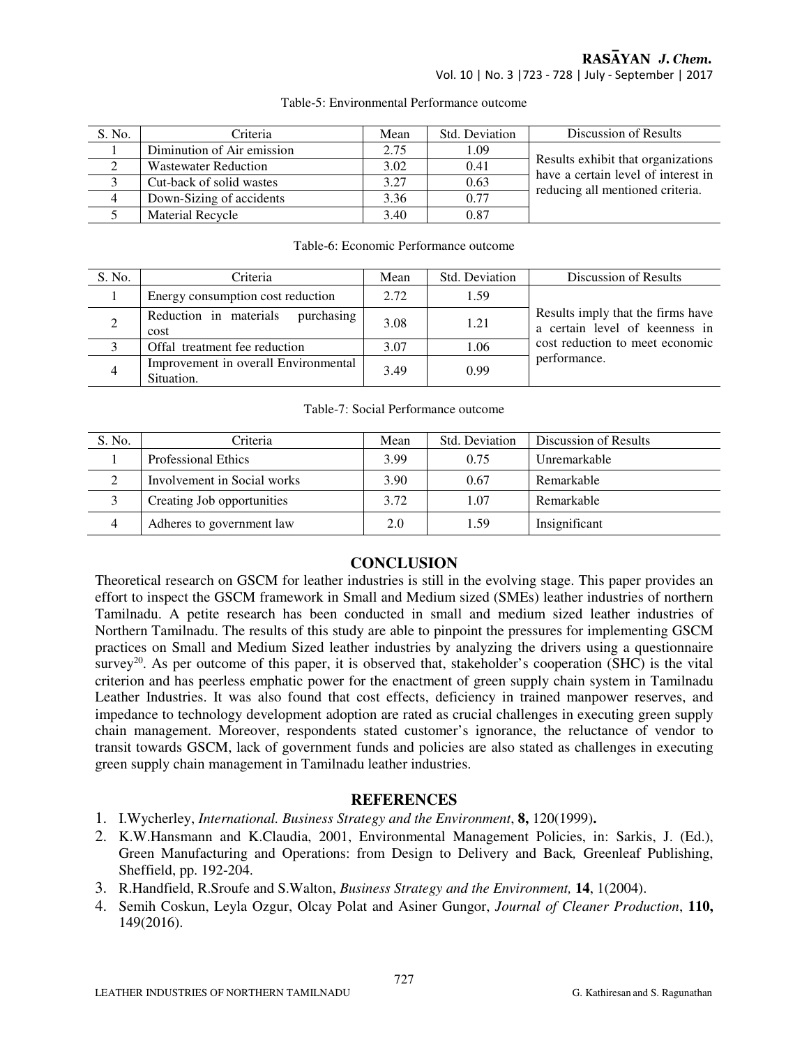Table-5: Environmental Performance outcome

| S. No. | Criteria | Mean | Std. Deviation | Discussion of Results |
|---|---|---|---|---|
| 1 | Diminution of Air emission | 2.75 | 1.09 | Results exhibit that organizations have a certain level of interest in reducing all mentioned criteria. |
| 2 | Wastewater Reduction | 3.02 | 0.41 | |
| 3 | Cut-back of solid wastes | 3.27 | 0.63 | |
| 4 | Down-Sizing of accidents | 3.36 | 0.77 | |
| 5 | Material Recycle | 3.40 | 0.87 | |

Table-6: Economic Performance outcome

| S. No. | Criteria | Mean | Std. Deviation | Discussion of Results |
|---|---|---|---|---|
| 1 | Energy consumption cost reduction | 2.72 | 1.59 | Results imply that the firms have a certain level of keenness in cost reduction to meet economic performance. |
| 2 | Reduction in materials purchasing cost | 3.08 | 1.21 | |
| 3 | Offal treatment fee reduction | 3.07 | 1.06 | |
| 4 | Improvement in overall Environmental Situation. | 3.49 | 0.99 | |

Table-7: Social Performance outcome

| S. No. | Criteria | Mean | Std. Deviation | Discussion of Results |
|---|---|---|---|---|
| 1 | Professional Ethics | 3.99 | 0.75 | Unremarkable |
| 2 | Involvement in Social works | 3.90 | 0.67 | Remarkable |
| 3 | Creating Job opportunities | 3.72 | 1.07 | Remarkable |
| 4 | Adheres to government law | 2.0 | 1.59 | Insignificant |

## CONCLUSION

Theoretical research on GSCM for leather industries is still in the evolving stage. This paper provides an effort to inspect the GSCM framework in Small and Medium sized (SMEs) leather industries of northern Tamilnadu. A petite research has been conducted in small and medium sized leather industries of Northern Tamilnadu. The results of this study are able to pinpoint the pressures for implementing GSCM practices on Small and Medium Sized leather industries by analyzing the drivers using a questionnaire survey[20]. As per outcome of this paper, it is observed that, stakeholder's cooperation (SHC) is the vital criterion and has peerless emphatic power for the enactment of green supply chain system in Tamilnadu Leather Industries. It was also found that cost effects, deficiency in trained manpower reserves, and impedance to technology development adoption are rated as crucial challenges in executing green supply chain management. Moreover, respondents stated customer's ignorance, the reluctance of vendor to transit towards GSCM, lack of government funds and policies are also stated as challenges in executing green supply chain management in Tamilnadu leather industries.

## REFERENCES

1. I.Wycherley, *International. Business Strategy and the Environment*, **8,** 120(1999)**.**
2. K.W.Hansmann and K.Claudia, 2001, Environmental Management Policies, in: Sarkis, J. (Ed.), Green Manufacturing and Operations: from Design to Delivery and Back*,* Greenleaf Publishing, Sheffield, pp. 192-204.
3. R.Handfield, R.Sroufe and S.Walton, *Business Strategy and the Environment,* **14**, 1(2004).
4. Semih Coskun, Leyla Ozgur, Olcay Polat and Asiner Gungor, *Journal of Cleaner Production*, **110,** 149(2016).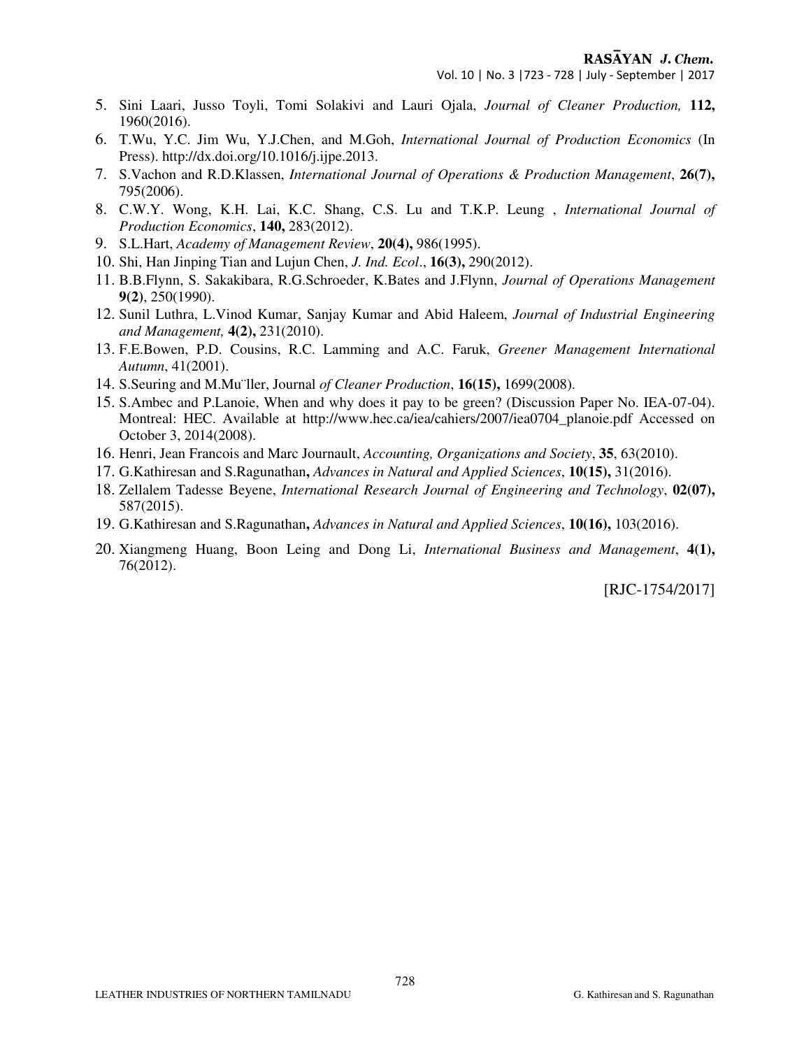5. Sini Laari, Jusso Toyli, Tomi Solakivi and Lauri Ojala, *Journal of Cleaner Production,* **112,** 1960(2016).
6. T.Wu, Y.C. Jim Wu, Y.J.Chen, and M.Goh, *International Journal of Production Economics* (In Press). http://dx.doi.org/10.1016/j.ijpe.2013.
7. S.Vachon and R.D.Klassen, *International Journal of Operations & Production Management*, **26(7),** 795(2006).
8. C.W.Y. Wong, K.H. Lai, K.C. Shang, C.S. Lu and T.K.P. Leung , *International Journal of Production Economics*, **140,** 283(2012).
9. S.L.Hart, *Academy of Management Review*, **20(4),** 986(1995).
10. Shi, Han Jinping Tian and Lujun Chen, *J. Ind. Ecol*., **16(3),** 290(2012).
11. B.B.Flynn, S. Sakakibara, R.G.Schroeder, K.Bates and J.Flynn, *Journal of Operations Management* **9(2**), 250(1990).
12. Sunil Luthra, L.Vinod Kumar, Sanjay Kumar and Abid Haleem, *Journal of Industrial Engineering and Management,* **4(2),** 231(2010).
13. F.E.Bowen, P.D. Cousins, R.C. Lamming and A.C. Faruk, *Greener Management International Autumn*, 41(2001).
14. S.Seuring and M.Mu¨ller, Journal *of Cleaner Production*, **16(15),** 1699(2008).
15. S.Ambec and P.Lanoie, When and why does it pay to be green? (Discussion Paper No. IEA-07-04). Montreal: HEC. Available at http://www.hec.ca/iea/cahiers/2007/iea0704_planoie.pdf Accessed on October 3, 2014(2008).
16. Henri, Jean Francois and Marc Journault, *Accounting, Organizations and Society*, **35**, 63(2010).
17. G.Kathiresan and S.Ragunathan**,** *Advances in Natural and Applied Sciences*, **10(15),** 31(2016).
18. Zellalem Tadesse Beyene, *International Research Journal of Engineering and Technology*, **02(07),** 587(2015).
19. G.Kathiresan and S.Ragunathan**,** *Advances in Natural and Applied Sciences*, **10(16),** 103(2016).
20. Xiangmeng Huang, Boon Leing and Dong Li, *International Business and Management*, **4(1),** 76(2012).

[RJC-1754/2017]